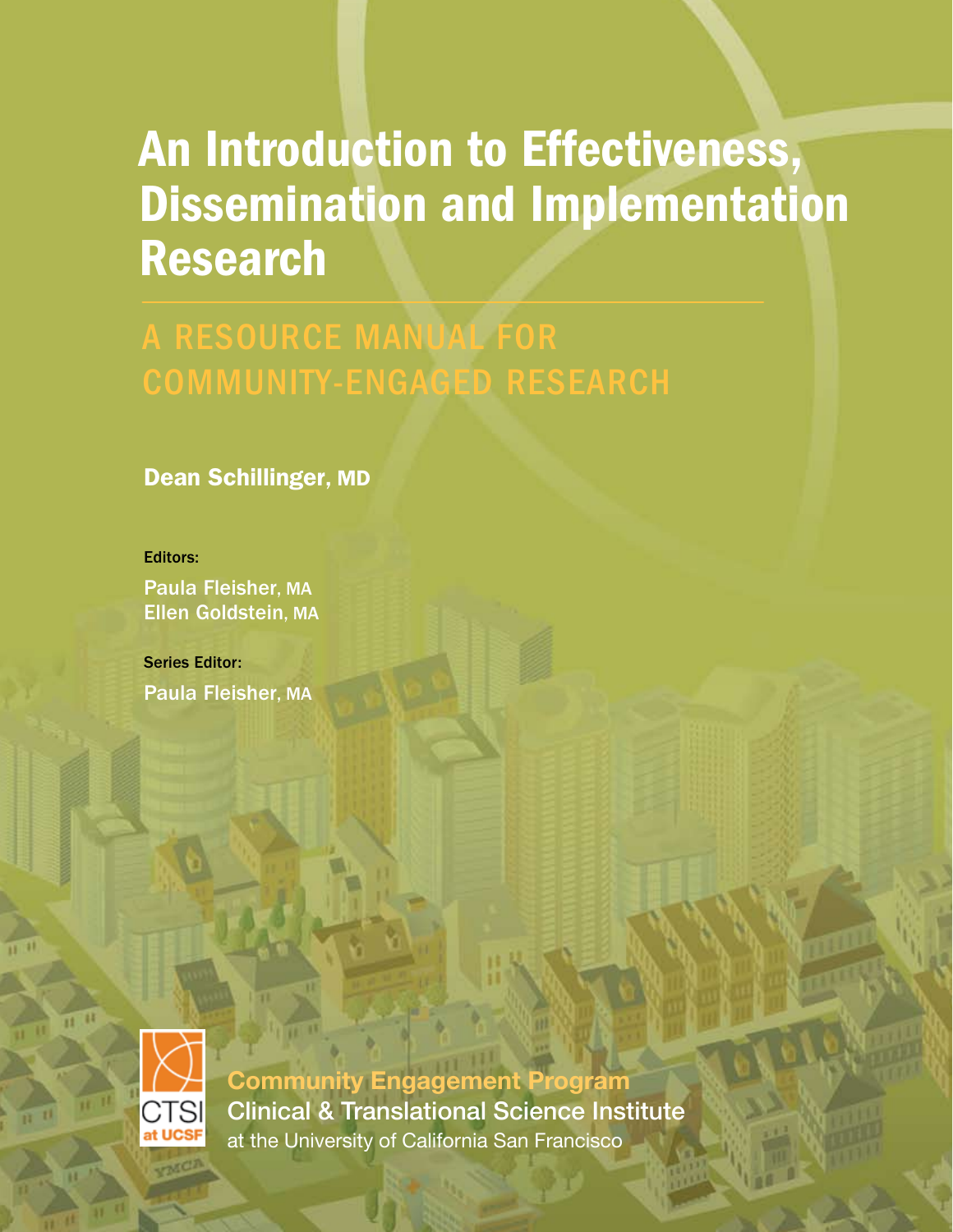# An Introduction to Effectiveness, Dissemination and Implementation Research

## A RESOURCE MANUAL FOR COMMUNITY-ENGAGED RESEARCH

**Dean Schillinger, MD**

**Editors:**

Paula Fleisher, MA
Ellen Goldstein, MA

**Series Editor:**

Paula Fleisher, MA

CTSI at UCSF

**Community Engagement Program**
Clinical & Translational Science Institute
at the University of California San Francisco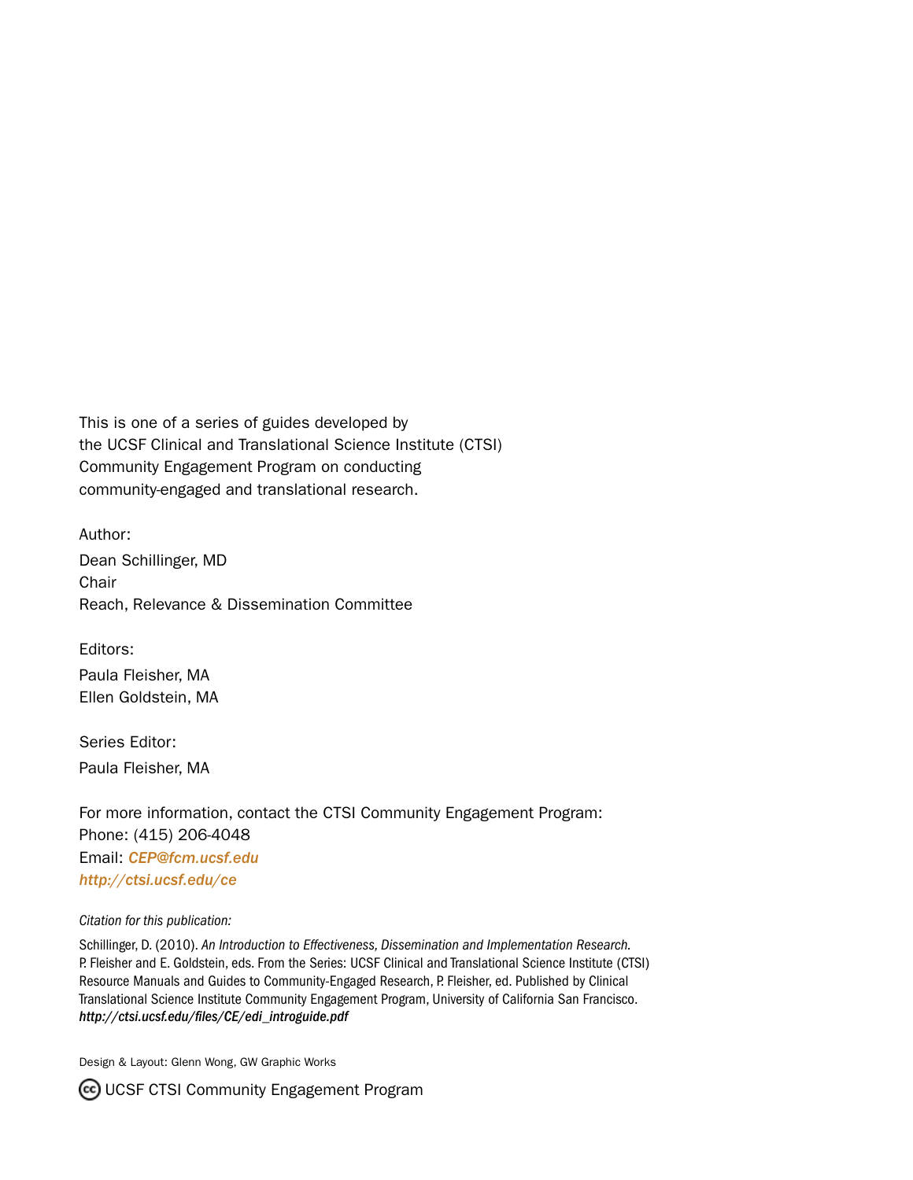This is one of a series of guides developed by the UCSF Clinical and Translational Science Institute (CTSI) Community Engagement Program on conducting community-engaged and translational research.

Author:

Dean Schillinger, MD
Chair
Reach, Relevance & Dissemination Committee

Editors:

Paula Fleisher, MA
Ellen Goldstein, MA

Series Editor:

Paula Fleisher, MA

For more information, contact the CTSI Community Engagement Program:
Phone: (415) 206-4048
Email: ***CEP@fcm.ucsf.edu***
***http://ctsi.ucsf.edu/ce***

*Citation for this publication:*

Schillinger, D. (2010). *An Introduction to Effectiveness, Dissemination and Implementation Research.* P. Fleisher and E. Goldstein, eds. From the Series: UCSF Clinical and Translational Science Institute (CTSI) Resource Manuals and Guides to Community-Engaged Research, P. Fleisher, ed. Published by Clinical Translational Science Institute Community Engagement Program, University of California San Francisco. ***http://ctsi.ucsf.edu/files/CE/edi_introguide.pdf***

Design & Layout: Glenn Wong, GW Graphic Works

(cc) UCSF CTSI Community Engagement Program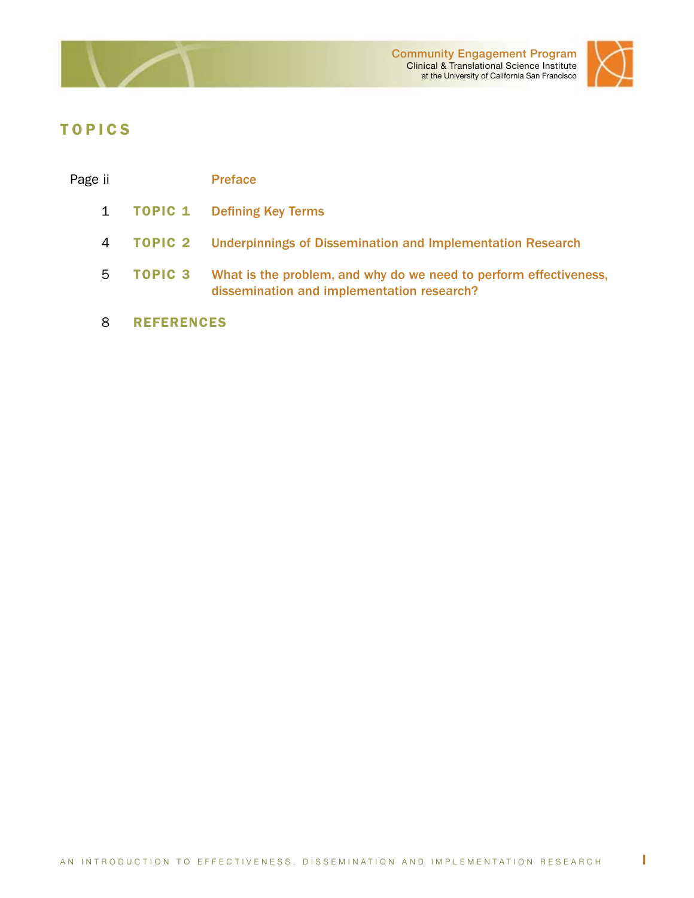# TOPICS

| Page | | |
|---|---|---|
| ii | | Preface |
| 1 | TOPIC 1 | Defining Key Terms |
| 4 | TOPIC 2 | Underpinnings of Dissemination and Implementation Research |
| 5 | TOPIC 3 | What is the problem, and why do we need to perform effectiveness, dissemination and implementation research? |
| 8 | REFERENCES | |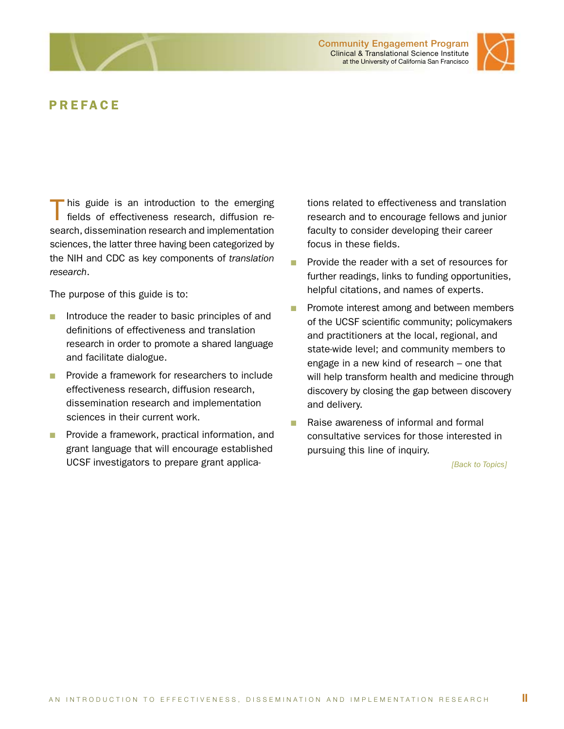# PREFACE

This guide is an introduction to the emerging fields of effectiveness research, diffusion research, dissemination research and implementation sciences, the latter three having been categorized by the NIH and CDC as key components of *translation research*.

The purpose of this guide is to:

- Introduce the reader to basic principles of and definitions of effectiveness and translation research in order to promote a shared language and facilitate dialogue.
- Provide a framework for researchers to include effectiveness research, diffusion research, dissemination research and implementation sciences in their current work.
- Provide a framework, practical information, and grant language that will encourage established UCSF investigators to prepare grant applications related to effectiveness and translation research and to encourage fellows and junior faculty to consider developing their career focus in these fields.
- Provide the reader with a set of resources for further readings, links to funding opportunities, helpful citations, and names of experts.
- Promote interest among and between members of the UCSF scientific community; policymakers and practitioners at the local, regional, and state-wide level; and community members to engage in a new kind of research – one that will help transform health and medicine through discovery by closing the gap between discovery and delivery.
- Raise awareness of informal and formal consultative services for those interested in pursuing this line of inquiry.

*[Back to Topics]*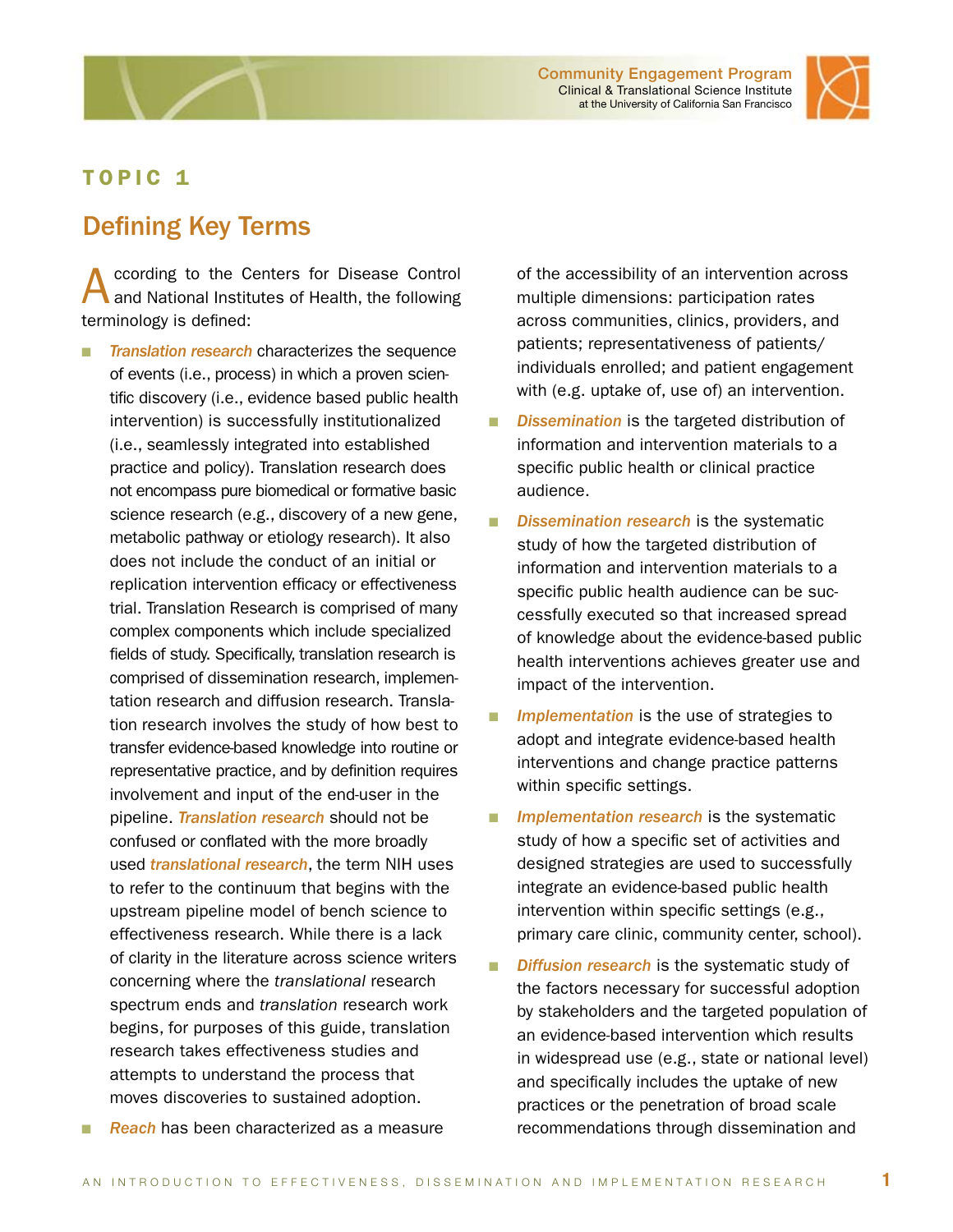# TOPIC 1

## Defining Key Terms

According to the Centers for Disease Control and National Institutes of Health, the following terminology is defined:

- ***Translation research*** characterizes the sequence of events (i.e., process) in which a proven scientific discovery (i.e., evidence based public health intervention) is successfully institutionalized (i.e., seamlessly integrated into established practice and policy). Translation research does not encompass pure biomedical or formative basic science research (e.g., discovery of a new gene, metabolic pathway or etiology research). It also does not include the conduct of an initial or replication intervention efficacy or effectiveness trial. Translation Research is comprised of many complex components which include specialized fields of study. Specifically, translation research is comprised of dissemination research, implementation research and diffusion research. Translation research involves the study of how best to transfer evidence-based knowledge into routine or representative practice, and by definition requires involvement and input of the end-user in the pipeline. ***Translation research*** should not be confused or conflated with the more broadly used ***translational research***, the term NIH uses to refer to the continuum that begins with the upstream pipeline model of bench science to effectiveness research. While there is a lack of clarity in the literature across science writers concerning where the *translational* research spectrum ends and *translation* research work begins, for purposes of this guide, translation research takes effectiveness studies and attempts to understand the process that moves discoveries to sustained adoption.
- ***Reach*** has been characterized as a measure of the accessibility of an intervention across multiple dimensions: participation rates across communities, clinics, providers, and patients; representativeness of patients/individuals enrolled; and patient engagement with (e.g. uptake of, use of) an intervention.
- ***Dissemination*** is the targeted distribution of information and intervention materials to a specific public health or clinical practice audience.
- ***Dissemination research*** is the systematic study of how the targeted distribution of information and intervention materials to a specific public health audience can be successfully executed so that increased spread of knowledge about the evidence-based public health interventions achieves greater use and impact of the intervention.
- ***Implementation*** is the use of strategies to adopt and integrate evidence-based health interventions and change practice patterns within specific settings.
- ***Implementation research*** is the systematic study of how a specific set of activities and designed strategies are used to successfully integrate an evidence-based public health intervention within specific settings (e.g., primary care clinic, community center, school).
- ***Diffusion research*** is the systematic study of the factors necessary for successful adoption by stakeholders and the targeted population of an evidence-based intervention which results in widespread use (e.g., state or national level) and specifically includes the uptake of new practices or the penetration of broad scale recommendations through dissemination and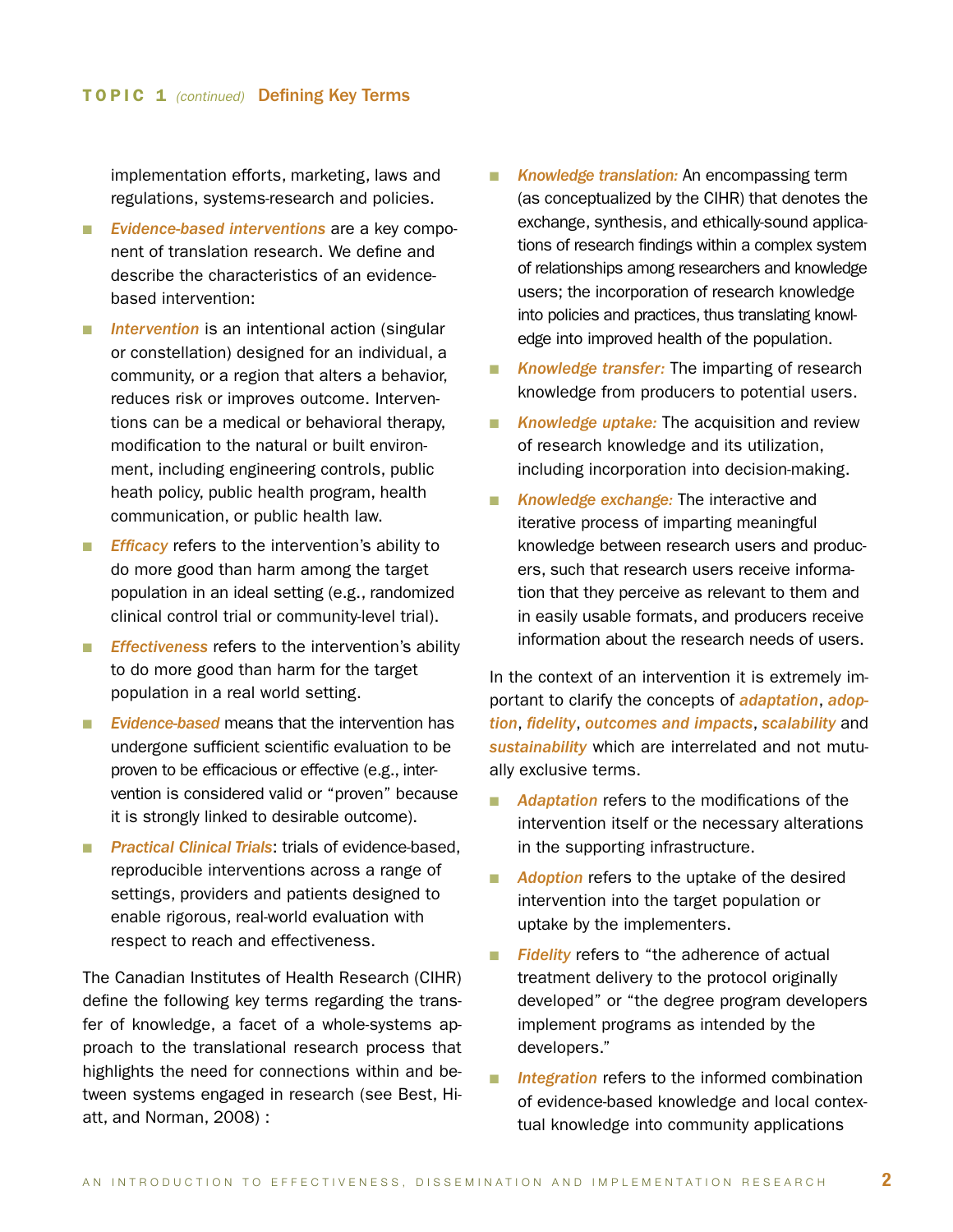implementation efforts, marketing, laws and regulations, systems-research and policies.

- *Evidence-based interventions* are a key component of translation research. We define and describe the characteristics of an evidence-based intervention:
- *Intervention* is an intentional action (singular or constellation) designed for an individual, a community, or a region that alters a behavior, reduces risk or improves outcome. Interventions can be a medical or behavioral therapy, modification to the natural or built environment, including engineering controls, public heath policy, public health program, health communication, or public health law.
- *Efficacy* refers to the intervention's ability to do more good than harm among the target population in an ideal setting (e.g., randomized clinical control trial or community-level trial).
- *Effectiveness* refers to the intervention's ability to do more good than harm for the target population in a real world setting.
- *Evidence-based* means that the intervention has undergone sufficient scientific evaluation to be proven to be efficacious or effective (e.g., intervention is considered valid or "proven" because it is strongly linked to desirable outcome).
- *Practical Clinical Trials*: trials of evidence-based, reproducible interventions across a range of settings, providers and patients designed to enable rigorous, real-world evaluation with respect to reach and effectiveness.

The Canadian Institutes of Health Research (CIHR) define the following key terms regarding the transfer of knowledge, a facet of a whole-systems approach to the translational research process that highlights the need for connections within and between systems engaged in research (see Best, Hiatt, and Norman, 2008) :

- *Knowledge translation:* An encompassing term (as conceptualized by the CIHR) that denotes the exchange, synthesis, and ethically-sound applications of research findings within a complex system of relationships among researchers and knowledge users; the incorporation of research knowledge into policies and practices, thus translating knowledge into improved health of the population.
- *Knowledge transfer:* The imparting of research knowledge from producers to potential users.
- *Knowledge uptake:* The acquisition and review of research knowledge and its utilization, including incorporation into decision-making.
- *Knowledge exchange:* The interactive and iterative process of imparting meaningful knowledge between research users and producers, such that research users receive information that they perceive as relevant to them and in easily usable formats, and producers receive information about the research needs of users.

In the context of an intervention it is extremely important to clarify the concepts of ***adaptation***, ***adoption***, ***fidelity***, ***outcomes and impacts***, ***scalability*** and ***sustainability*** which are interrelated and not mutually exclusive terms.

- *Adaptation* refers to the modifications of the intervention itself or the necessary alterations in the supporting infrastructure.
- *Adoption* refers to the uptake of the desired intervention into the target population or uptake by the implementers.
- *Fidelity* refers to "the adherence of actual treatment delivery to the protocol originally developed" or "the degree program developers implement programs as intended by the developers."
- *Integration* refers to the informed combination of evidence-based knowledge and local contextual knowledge into community applications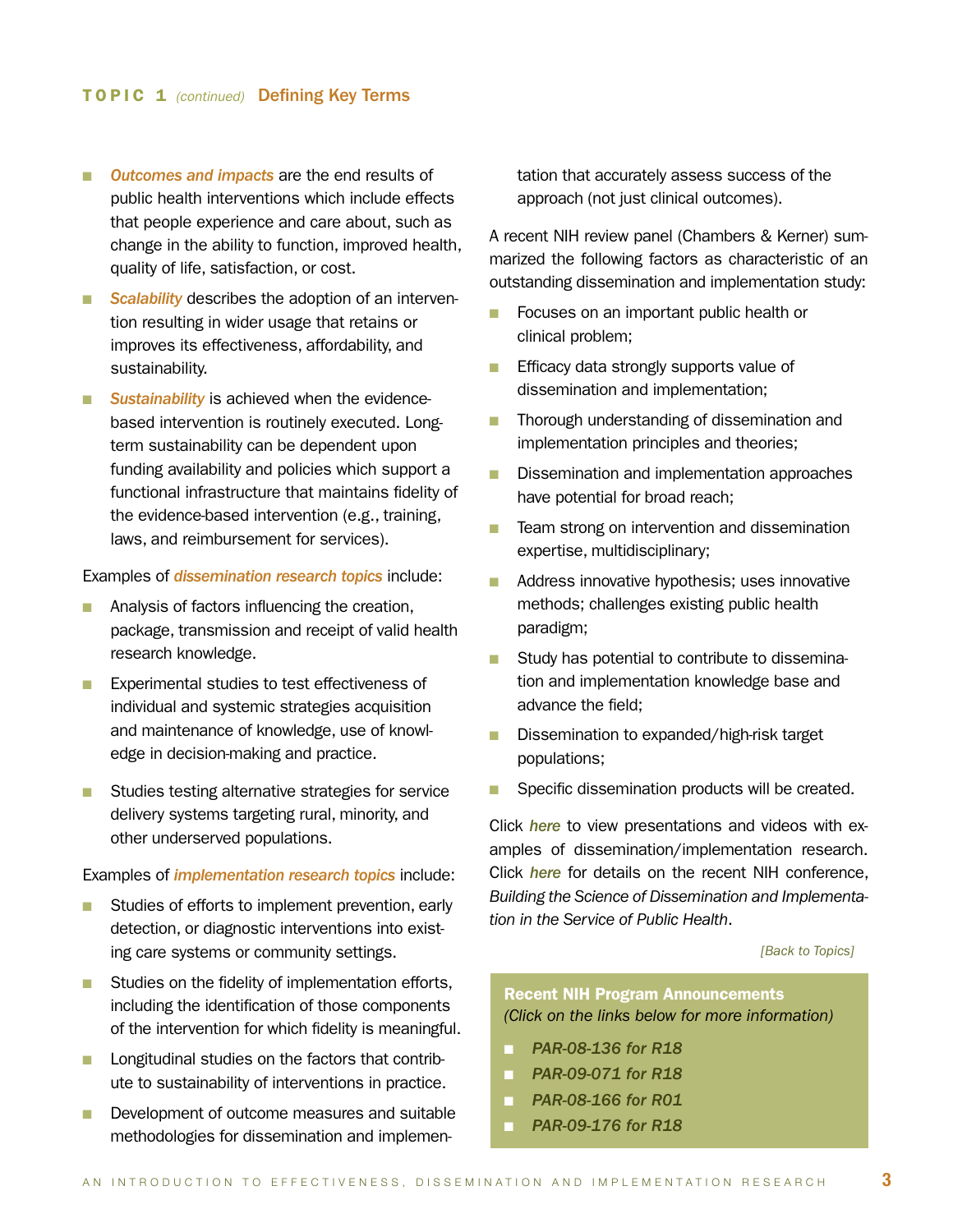## TOPIC 1 *(continued)* Defining Key Terms

- ***Outcomes and impacts*** are the end results of public health interventions which include effects that people experience and care about, such as change in the ability to function, improved health, quality of life, satisfaction, or cost.
- ***Scalability*** describes the adoption of an intervention resulting in wider usage that retains or improves its effectiveness, affordability, and sustainability.
- ***Sustainability*** is achieved when the evidence-based intervention is routinely executed. Long-term sustainability can be dependent upon funding availability and policies which support a functional infrastructure that maintains fidelity of the evidence-based intervention (e.g., training, laws, and reimbursement for services).

Examples of ***dissemination research topics*** include:

- Analysis of factors influencing the creation, package, transmission and receipt of valid health research knowledge.
- Experimental studies to test effectiveness of individual and systemic strategies acquisition and maintenance of knowledge, use of knowledge in decision-making and practice.
- Studies testing alternative strategies for service delivery systems targeting rural, minority, and other underserved populations.

Examples of ***implementation research topics*** include:

- Studies of efforts to implement prevention, early detection, or diagnostic interventions into existing care systems or community settings.
- Studies on the fidelity of implementation efforts, including the identification of those components of the intervention for which fidelity is meaningful.
- Longitudinal studies on the factors that contribute to sustainability of interventions in practice.
- Development of outcome measures and suitable methodologies for dissemination and implementation that accurately assess success of the approach (not just clinical outcomes).

A recent NIH review panel (Chambers & Kerner) summarized the following factors as characteristic of an outstanding dissemination and implementation study:

- Focuses on an important public health or clinical problem;
- Efficacy data strongly supports value of dissemination and implementation;
- Thorough understanding of dissemination and implementation principles and theories;
- Dissemination and implementation approaches have potential for broad reach;
- Team strong on intervention and dissemination expertise, multidisciplinary;
- Address innovative hypothesis; uses innovative methods; challenges existing public health paradigm;
- Study has potential to contribute to dissemination and implementation knowledge base and advance the field;
- Dissemination to expanded/high-risk target populations;
- Specific dissemination products will be created.

Click ***here*** to view presentations and videos with examples of dissemination/implementation research. Click ***here*** for details on the recent NIH conference, *Building the Science of Dissemination and Implementation in the Service of Public Health*.

*[Back to Topics]*

**Recent NIH Program Announcements**
*(Click on the links below for more information)*

- ***PAR-08-136 for R18***
- ***PAR-09-071 for R18***
- ***PAR-08-166 for R01***
- ***PAR-09-176 for R18***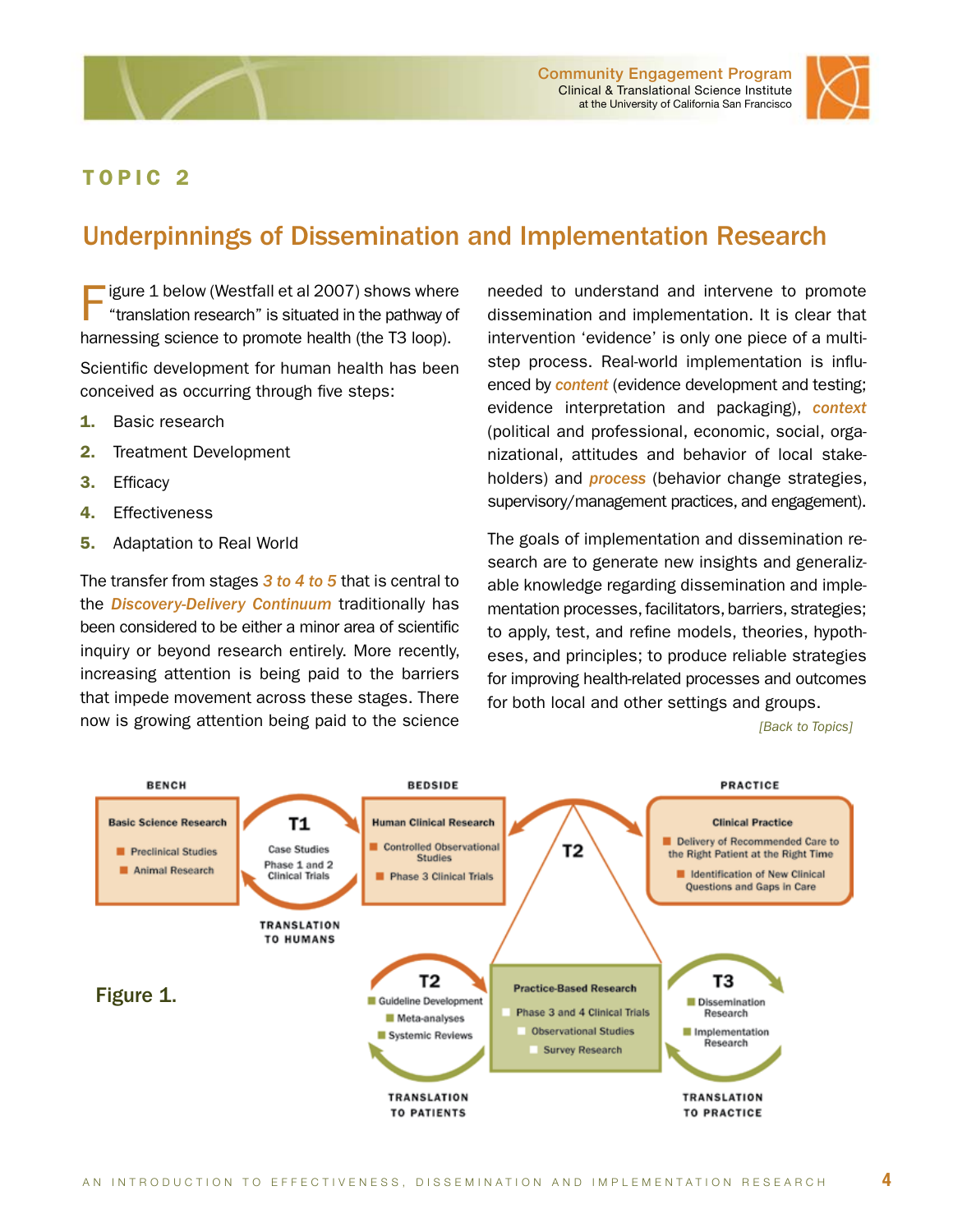# TOPIC 2

## Underpinnings of Dissemination and Implementation Research

Figure 1 below (Westfall et al 2007) shows where "translation research" is situated in the pathway of harnessing science to promote health (the T3 loop).

Scientific development for human health has been conceived as occurring through five steps:

1. Basic research
2. Treatment Development
3. Efficacy
4. Effectiveness
5. Adaptation to Real World

The transfer from stages ***3 to 4 to 5*** that is central to the ***Discovery-Delivery Continuum*** traditionally has been considered to be either a minor area of scientific inquiry or beyond research entirely. More recently, increasing attention is being paid to the barriers that impede movement across these stages. There now is growing attention being paid to the science needed to understand and intervene to promote dissemination and implementation. It is clear that intervention 'evidence' is only one piece of a multi-step process. Real-world implementation is influenced by ***content*** (evidence development and testing; evidence interpretation and packaging), ***context*** (political and professional, economic, social, organizational, attitudes and behavior of local stakeholders) and ***process*** (behavior change strategies, supervisory/management practices, and engagement).

The goals of implementation and dissemination research are to generate new insights and generalizable knowledge regarding dissemination and implementation processes, facilitators, barriers, strategies; to apply, test, and refine models, theories, hypotheses, and principles; to produce reliable strategies for improving health-related processes and outcomes for both local and other settings and groups.

*[Back to Topics]*

**BENCH** — Basic Science Research
- Preclinical Studies
- Animal Research

**T1** — Case Studies; Phase 1 and 2 Clinical Trials — TRANSLATION TO HUMANS

**BEDSIDE** — Human Clinical Research
- Controlled Observational Studies
- Phase 3 Clinical Trials

**T2**

**PRACTICE** — Clinical Practice
- Delivery of Recommended Care to the Right Patient at the Right Time
- Identification of New Clinical Questions and Gaps in Care

**T2** — TRANSLATION TO PATIENTS
- Guideline Development
- Meta-analyses
- Systemic Reviews

Practice-Based Research
- Phase 3 and 4 Clinical Trials
- Observational Studies
- Survey Research

**T3** — TRANSLATION TO PRACTICE
- Dissemination Research
- Implementation Research

**Figure 1.**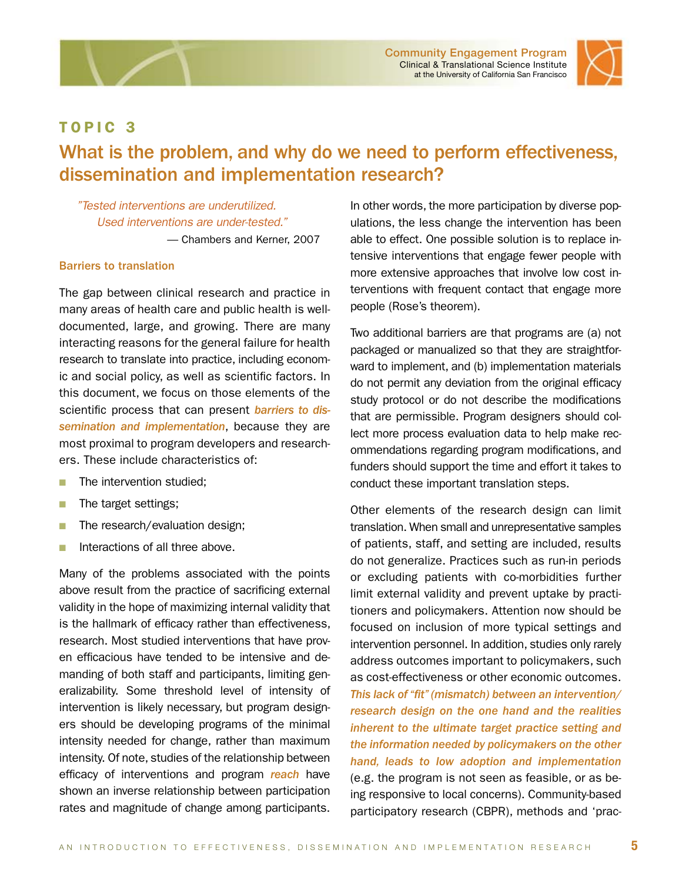## TOPIC 3

# What is the problem, and why do we need to perform effectiveness, dissemination and implementation research?

> *"Tested interventions are underutilized.*
> *Used interventions are under-tested."*
>
> — Chambers and Kerner, 2007

### Barriers to translation

The gap between clinical research and practice in many areas of health care and public health is well-documented, large, and growing. There are many interacting reasons for the general failure for health research to translate into practice, including economic and social policy, as well as scientific factors. In this document, we focus on those elements of the scientific process that can present ***barriers to dissemination and implementation***, because they are most proximal to program developers and researchers. These include characteristics of:

- The intervention studied;
- The target settings;
- The research/evaluation design;
- Interactions of all three above.

Many of the problems associated with the points above result from the practice of sacrificing external validity in the hope of maximizing internal validity that is the hallmark of efficacy rather than effectiveness, research. Most studied interventions that have proven efficacious have tended to be intensive and demanding of both staff and participants, limiting generalizability. Some threshold level of intensity of intervention is likely necessary, but program designers should be developing programs of the minimal intensity needed for change, rather than maximum intensity. Of note, studies of the relationship between efficacy of interventions and program ***reach*** have shown an inverse relationship between participation rates and magnitude of change among participants. In other words, the more participation by diverse populations, the less change the intervention has been able to effect. One possible solution is to replace intensive interventions that engage fewer people with more extensive approaches that involve low cost interventions with frequent contact that engage more people (Rose's theorem).

Two additional barriers are that programs are (a) not packaged or manualized so that they are straightforward to implement, and (b) implementation materials do not permit any deviation from the original efficacy study protocol or do not describe the modifications that are permissible. Program designers should collect more process evaluation data to help make recommendations regarding program modifications, and funders should support the time and effort it takes to conduct these important translation steps.

Other elements of the research design can limit translation. When small and unrepresentative samples of patients, staff, and setting are included, results do not generalize. Practices such as run-in periods or excluding patients with co-morbidities further limit external validity and prevent uptake by practitioners and policymakers. Attention now should be focused on inclusion of more typical settings and intervention personnel. In addition, studies only rarely address outcomes important to policymakers, such as cost-effectiveness or other economic outcomes. ***This lack of "fit" (mismatch) between an intervention/research design on the one hand and the realities inherent to the ultimate target practice setting and the information needed by policymakers on the other hand, leads to low adoption and implementation*** (e.g. the program is not seen as feasible, or as being responsive to local concerns). Community-based participatory research (CBPR), methods and 'prac-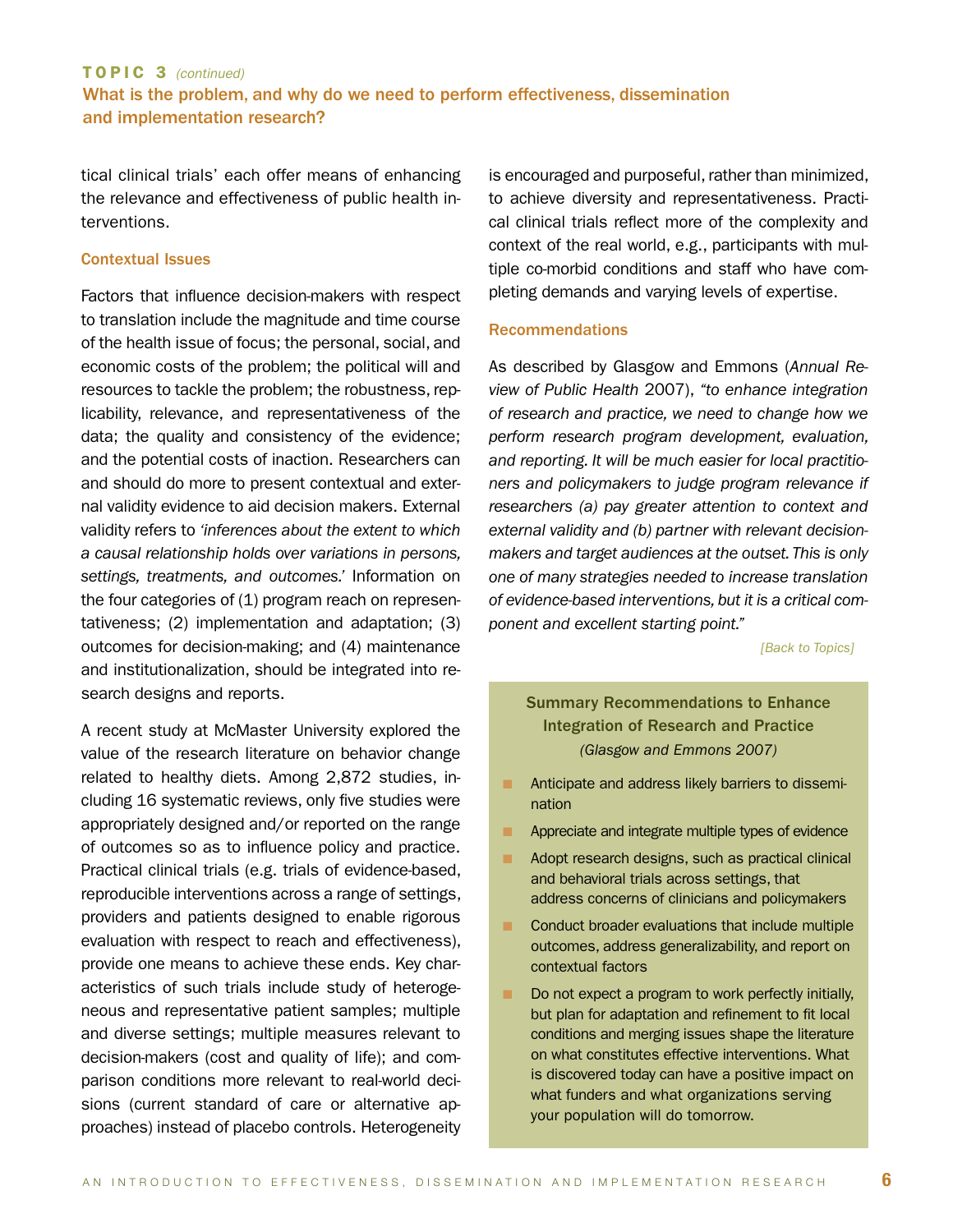tical clinical trials' each offer means of enhancing the relevance and effectiveness of public health interventions.

### Contextual Issues

Factors that influence decision-makers with respect to translation include the magnitude and time course of the health issue of focus; the personal, social, and economic costs of the problem; the political will and resources to tackle the problem; the robustness, replicability, relevance, and representativeness of the data; the quality and consistency of the evidence; and the potential costs of inaction. Researchers can and should do more to present contextual and external validity evidence to aid decision makers. External validity refers to *'inferences about the extent to which a causal relationship holds over variations in persons, settings, treatments, and outcomes.'* Information on the four categories of (1) program reach on representativeness; (2) implementation and adaptation; (3) outcomes for decision-making; and (4) maintenance and institutionalization, should be integrated into research designs and reports.

A recent study at McMaster University explored the value of the research literature on behavior change related to healthy diets. Among 2,872 studies, including 16 systematic reviews, only five studies were appropriately designed and/or reported on the range of outcomes so as to influence policy and practice. Practical clinical trials (e.g. trials of evidence-based, reproducible interventions across a range of settings, providers and patients designed to enable rigorous evaluation with respect to reach and effectiveness), provide one means to achieve these ends. Key characteristics of such trials include study of heterogeneous and representative patient samples; multiple and diverse settings; multiple measures relevant to decision-makers (cost and quality of life); and comparison conditions more relevant to real-world decisions (current standard of care or alternative approaches) instead of placebo controls. Heterogeneity is encouraged and purposeful, rather than minimized, to achieve diversity and representativeness. Practical clinical trials reflect more of the complexity and context of the real world, e.g., participants with multiple co-morbid conditions and staff who have competing demands and varying levels of expertise.

### Recommendations

As described by Glasgow and Emmons (*Annual Review of Public Health* 2007), *"to enhance integration of research and practice, we need to change how we perform research program development, evaluation, and reporting. It will be much easier for local practitioners and policymakers to judge program relevance if researchers (a) pay greater attention to context and external validity and (b) partner with relevant decision-makers and target audiences at the outset. This is only one of many strategies needed to increase translation of evidence-based interventions, but it is a critical component and excellent starting point."*

*[Back to Topics]*

#### Summary Recommendations to Enhance Integration of Research and Practice

*(Glasgow and Emmons 2007)*

- Anticipate and address likely barriers to dissemination
- Appreciate and integrate multiple types of evidence
- Adopt research designs, such as practical clinical and behavioral trials across settings, that address concerns of clinicians and policymakers
- Conduct broader evaluations that include multiple outcomes, address generalizability, and report on contextual factors
- Do not expect a program to work perfectly initially, but plan for adaptation and refinement to fit local conditions and merging issues shape the literature on what constitutes effective interventions. What is discovered today can have a positive impact on what funders and what organizations serving your population will do tomorrow.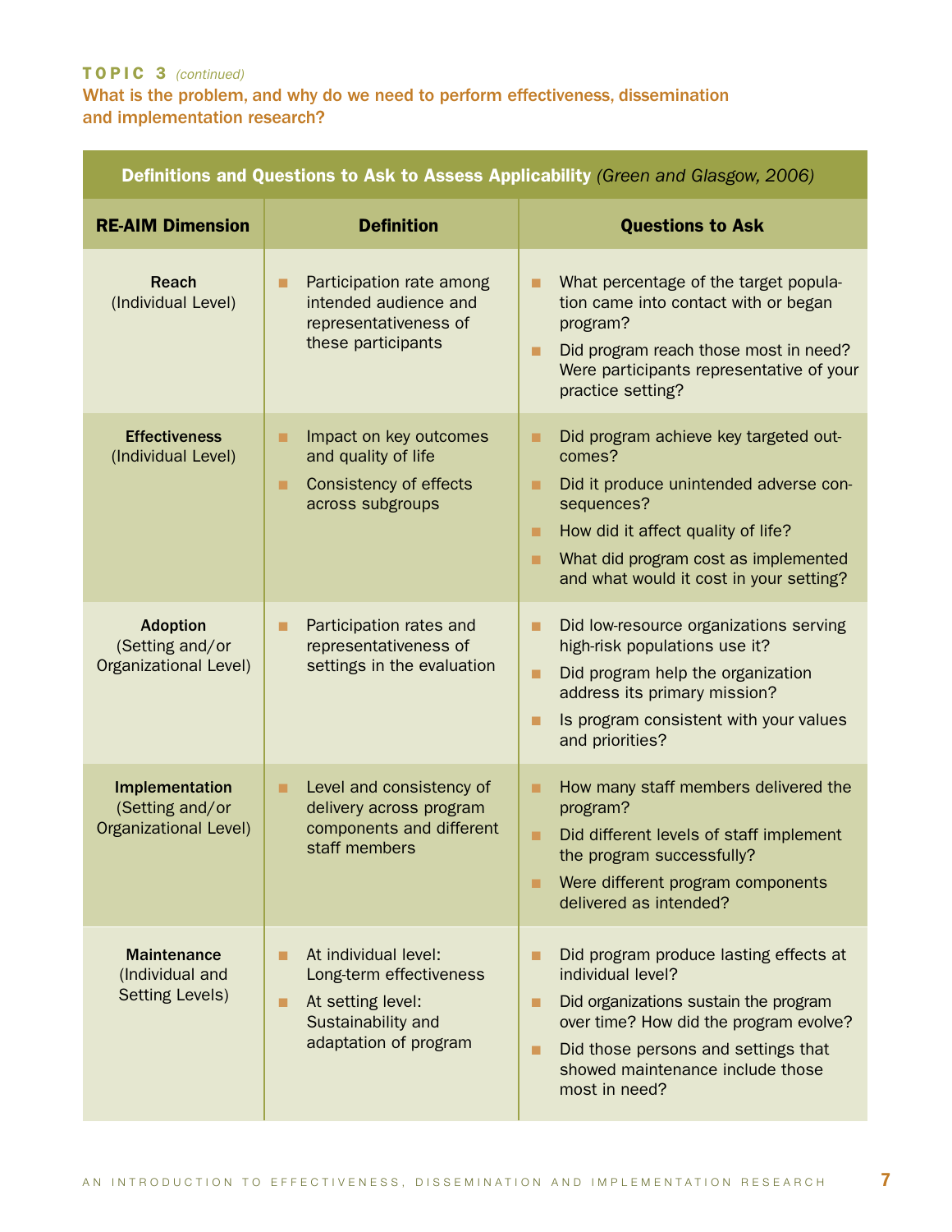**TOPIC 3** *(continued)*

**What is the problem, and why do we need to perform effectiveness, dissemination and implementation research?**

**Definitions and Questions to Ask to Assess Applicability** *(Green and Glasgow, 2006)*

| RE-AIM Dimension | Definition | Questions to Ask |
|---|---|---|
| **Reach** (Individual Level) | ■ Participation rate among intended audience and representativeness of these participants | ■ What percentage of the target population came into contact with or began program?<br>■ Did program reach those most in need? Were participants representative of your practice setting? |
| **Effectiveness** (Individual Level) | ■ Impact on key outcomes and quality of life<br>■ Consistency of effects across subgroups | ■ Did program achieve key targeted outcomes?<br>■ Did it produce unintended adverse consequences?<br>■ How did it affect quality of life?<br>■ What did program cost as implemented and what would it cost in your setting? |
| **Adoption** (Setting and/or Organizational Level) | ■ Participation rates and representativeness of settings in the evaluation | ■ Did low-resource organizations serving high-risk populations use it?<br>■ Did program help the organization address its primary mission?<br>■ Is program consistent with your values and priorities? |
| **Implementation** (Setting and/or Organizational Level) | ■ Level and consistency of delivery across program components and different staff members | ■ How many staff members delivered the program?<br>■ Did different levels of staff implement the program successfully?<br>■ Were different program components delivered as intended? |
| **Maintenance** (Individual and Setting Levels) | ■ At individual level: Long-term effectiveness<br>■ At setting level: Sustainability and adaptation of program | ■ Did program produce lasting effects at individual level?<br>■ Did organizations sustain the program over time? How did the program evolve?<br>■ Did those persons and settings that showed maintenance include those most in need? |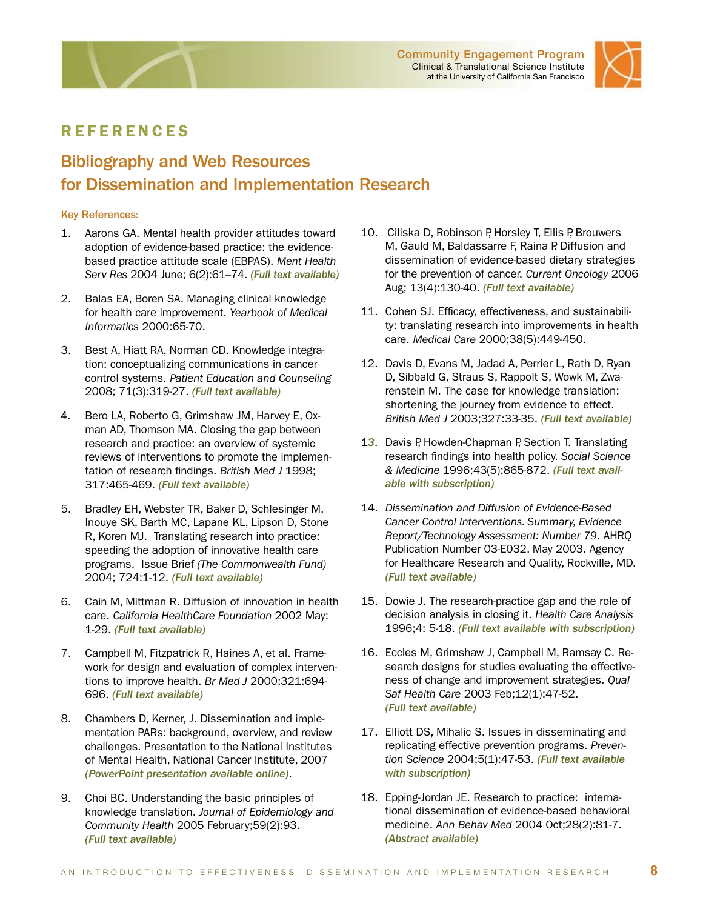## REFERENCES

# Bibliography and Web Resources for Dissemination and Implementation Research

**Key References:**

1. Aarons GA. Mental health provider attitudes toward adoption of evidence-based practice: the evidence-based practice attitude scale (EBPAS). *Ment Health Serv Res* 2004 June; 6(2):61–74. ***(Full text available)***

2. Balas EA, Boren SA. Managing clinical knowledge for health care improvement. *Yearbook of Medical Informatics* 2000:65-70.

3. Best A, Hiatt RA, Norman CD. Knowledge integration: conceptualizing communications in cancer control systems. *Patient Education and Counseling* 2008; 71(3):319-27. ***(Full text available)***

4. Bero LA, Roberto G, Grimshaw JM, Harvey E, Oxman AD, Thomson MA. Closing the gap between research and practice: an overview of systemic reviews of interventions to promote the implementation of research findings. *British Med J* 1998; 317:465-469. ***(Full text available)***

5. Bradley EH, Webster TR, Baker D, Schlesinger M, Inouye SK, Barth MC, Lapane KL, Lipson D, Stone R, Koren MJ. Translating research into practice: speeding the adoption of innovative health care programs. Issue Brief *(The Commonwealth Fund)* 2004; 724:1-12. ***(Full text available)***

6. Cain M, Mittman R. Diffusion of innovation in health care. *California HealthCare Foundation* 2002 May: 1-29. ***(Full text available)***

7. Campbell M, Fitzpatrick R, Haines A, et al. Framework for design and evaluation of complex interventions to improve health. *Br Med J* 2000;321:694-696. ***(Full text available)***

8. Chambers D, Kerner, J. Dissemination and implementation PARs: background, overview, and review challenges. Presentation to the National Institutes of Mental Health, National Cancer Institute, 2007 ***(PowerPoint presentation available online)***.

9. Choi BC. Understanding the basic principles of knowledge translation. *Journal of Epidemiology and Community Health* 2005 February;59(2):93. ***(Full text available)***

10. Ciliska D, Robinson P, Horsley T, Ellis P, Brouwers M, Gauld M, Baldassarre F, Raina P. Diffusion and dissemination of evidence-based dietary strategies for the prevention of cancer. *Current Oncology* 2006 Aug; 13(4):130-40. ***(Full text available)***

11. Cohen SJ. Efficacy, effectiveness, and sustainability: translating research into improvements in health care. *Medical Care* 2000;38(5):449-450.

12. Davis D, Evans M, Jadad A, Perrier L, Rath D, Ryan D, Sibbald G, Straus S, Rappolt S, Wowk M, Zwarenstein M. The case for knowledge translation: shortening the journey from evidence to effect. *British Med J* 2003;327:33-35. ***(Full text available)***

13. Davis P, Howden-Chapman P, Section T. Translating research findings into health policy. *Social Science & Medicine* 1996;43(5):865-872. ***(Full text available with subscription)***

14. *Dissemination and Diffusion of Evidence-Based Cancer Control Interventions. Summary, Evidence Report/Technology Assessment: Number 79*. AHRQ Publication Number 03-E032, May 2003. Agency for Healthcare Research and Quality, Rockville, MD. ***(Full text available)***

15. Dowie J. The research-practice gap and the role of decision analysis in closing it. *Health Care Analysis* 1996;4: 5-18. ***(Full text available with subscription)***

16. Eccles M, Grimshaw J, Campbell M, Ramsay C. Research designs for studies evaluating the effectiveness of change and improvement strategies. *Qual Saf Health Care* 2003 Feb;12(1):47-52. ***(Full text available)***

17. Elliott DS, Mihalic S. Issues in disseminating and replicating effective prevention programs. *Prevention Science* 2004;5(1):47-53. ***(Full text available with subscription)***

18. Epping-Jordan JE. Research to practice: international dissemination of evidence-based behavioral medicine. *Ann Behav Med* 2004 Oct;28(2):81-7. ***(Abstract available)***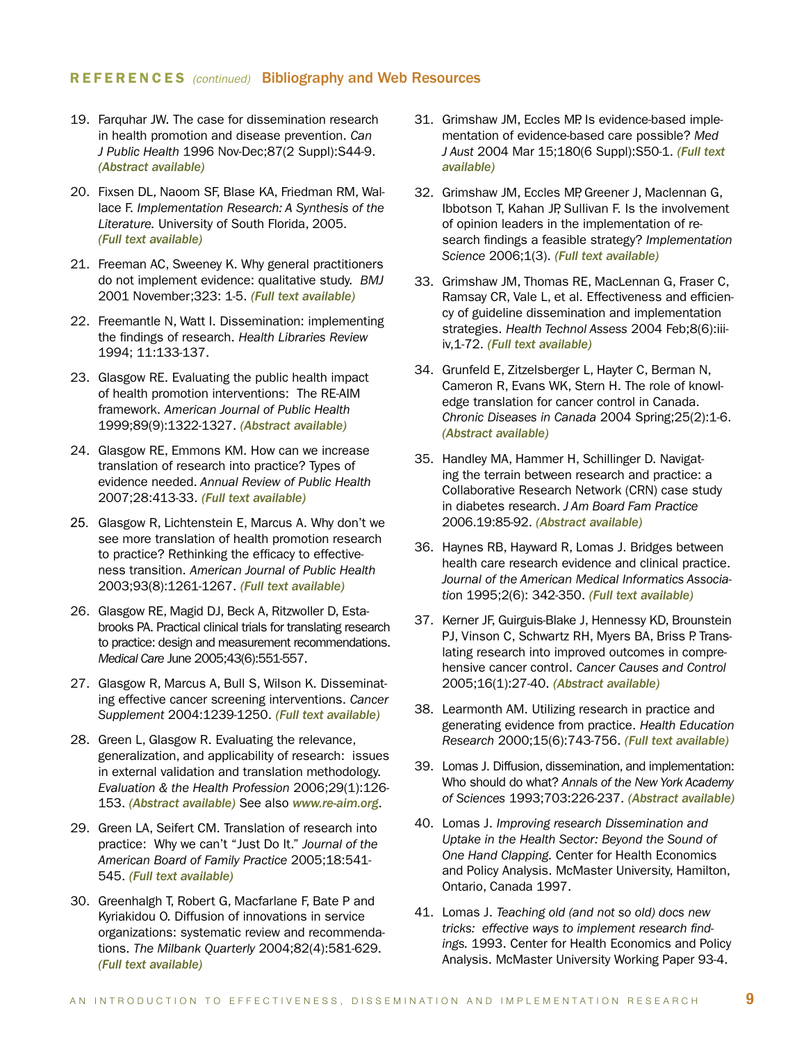## REFERENCES *(continued)* Bibliography and Web Resources

19. Farquhar JW. The case for dissemination research in health promotion and disease prevention. *Can J Public Health* 1996 Nov-Dec;87(2 Suppl):S44-9. ***(Abstract available)***

20. Fixsen DL, Naoom SF, Blase KA, Friedman RM, Wallace F. *Implementation Research: A Synthesis of the Literature.* University of South Florida, 2005. ***(Full text available)***

21. Freeman AC, Sweeney K. Why general practitioners do not implement evidence: qualitative study. *BMJ* 2001 November;323: 1-5. ***(Full text available)***

22. Freemantle N, Watt I. Dissemination: implementing the findings of research. *Health Libraries Review* 1994; 11:133-137.

23. Glasgow RE. Evaluating the public health impact of health promotion interventions: The RE-AIM framework. *American Journal of Public Health* 1999;89(9):1322-1327. ***(Abstract available)***

24. Glasgow RE, Emmons KM. How can we increase translation of research into practice? Types of evidence needed. *Annual Review of Public Health* 2007;28:413-33. ***(Full text available)***

25. Glasgow R, Lichtenstein E, Marcus A. Why don't we see more translation of health promotion research to practice? Rethinking the efficacy to effectiveness transition. *American Journal of Public Health* 2003;93(8):1261-1267. ***(Full text available)***

26. Glasgow RE, Magid DJ, Beck A, Ritzwoller D, Estabrooks PA. Practical clinical trials for translating research to practice: design and measurement recommendations. *Medical Care* June 2005;43(6):551-557.

27. Glasgow R, Marcus A, Bull S, Wilson K. Disseminating effective cancer screening interventions. *Cancer Supplement* 2004:1239-1250. ***(Full text available)***

28. Green L, Glasgow R. Evaluating the relevance, generalization, and applicability of research: issues in external validation and translation methodology. *Evaluation & the Health Profession* 2006;29(1):126-153. ***(Abstract available)*** See also **www.re-aim.org**.

29. Green LA, Seifert CM. Translation of research into practice: Why we can't "Just Do It." *Journal of the American Board of Family Practice* 2005;18:541-545. ***(Full text available)***

30. Greenhalgh T, Robert G, Macfarlane F, Bate P and Kyriakidou O. Diffusion of innovations in service organizations: systematic review and recommendations. *The Milbank Quarterly* 2004;82(4):581-629. ***(Full text available)***

31. Grimshaw JM, Eccles MP. Is evidence-based implementation of evidence-based care possible? *Med J Aust* 2004 Mar 15;180(6 Suppl):S50-1. ***(Full text available)***

32. Grimshaw JM, Eccles MP, Greener J, Maclennan G, Ibbotson T, Kahan JP, Sullivan F. Is the involvement of opinion leaders in the implementation of research findings a feasible strategy? *Implementation Science* 2006;1(3). ***(Full text available)***

33. Grimshaw JM, Thomas RE, MacLennan G, Fraser C, Ramsay CR, Vale L, et al. Effectiveness and efficiency of guideline dissemination and implementation strategies. *Health Technol Assess* 2004 Feb;8(6):iii-iv,1-72. ***(Full text available)***

34. Grunfeld E, Zitzelsberger L, Hayter C, Berman N, Cameron R, Evans WK, Stern H. The role of knowledge translation for cancer control in Canada. *Chronic Diseases in Canada* 2004 Spring;25(2):1-6. ***(Abstract available)***

35. Handley MA, Hammer H, Schillinger D. Navigating the terrain between research and practice: a Collaborative Research Network (CRN) case study in diabetes research. *J Am Board Fam Practice* 2006.19:85-92. ***(Abstract available)***

36. Haynes RB, Hayward R, Lomas J. Bridges between health care research evidence and clinical practice. *Journal of the American Medical Informatics Association* 1995;2(6): 342-350. ***(Full text available)***

37. Kerner JF, Guirguis-Blake J, Hennessy KD, Brounstein PJ, Vinson C, Schwartz RH, Myers BA, Briss P. Translating research into improved outcomes in comprehensive cancer control. *Cancer Causes and Control* 2005;16(1):27-40. ***(Abstract available)***

38. Learmonth AM. Utilizing research in practice and generating evidence from practice. *Health Education Research* 2000;15(6):743-756. ***(Full text available)***

39. Lomas J. Diffusion, dissemination, and implementation: Who should do what? *Annals of the New York Academy of Sciences* 1993;703:226-237. ***(Abstract available)***

40. Lomas J. *Improving research Dissemination and Uptake in the Health Sector: Beyond the Sound of One Hand Clapping.* Center for Health Economics and Policy Analysis. McMaster University, Hamilton, Ontario, Canada 1997.

41. Lomas J. *Teaching old (and not so old) docs new tricks: effective ways to implement research findings.* 1993. Center for Health Economics and Policy Analysis. McMaster University Working Paper 93-4.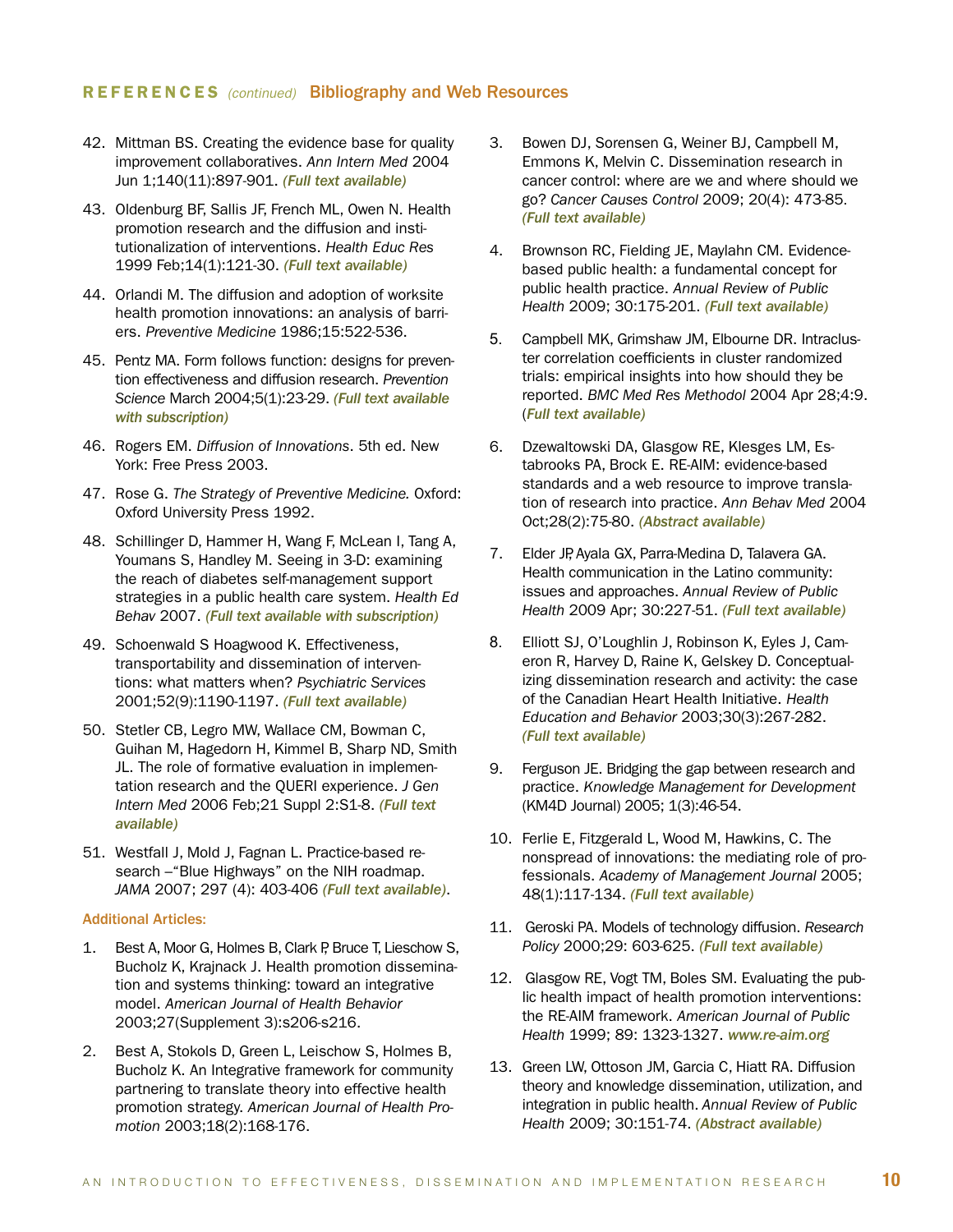## REFERENCES *(continued)* Bibliography and Web Resources

42. Mittman BS. Creating the evidence base for quality improvement collaboratives. *Ann Intern Med* 2004 Jun 1;140(11):897-901. ***(Full text available)***

43. Oldenburg BF, Sallis JF, French ML, Owen N. Health promotion research and the diffusion and institutionalization of interventions. *Health Educ Res* 1999 Feb;14(1):121-30. ***(Full text available)***

44. Orlandi M. The diffusion and adoption of worksite health promotion innovations: an analysis of barriers. *Preventive Medicine* 1986;15:522-536.

45. Pentz MA. Form follows function: designs for prevention effectiveness and diffusion research. *Prevention Science* March 2004;5(1):23-29. ***(Full text available with subscription)***

46. Rogers EM. *Diffusion of Innovations*. 5th ed. New York: Free Press 2003.

47. Rose G. *The Strategy of Preventive Medicine.* Oxford: Oxford University Press 1992.

48. Schillinger D, Hammer H, Wang F, McLean I, Tang A, Youmans S, Handley M. Seeing in 3-D: examining the reach of diabetes self-management support strategies in a public health care system. *Health Ed Behav* 2007. ***(Full text available with subscription)***

49. Schoenwald S Hoagwood K. Effectiveness, transportability and dissemination of interventions: what matters when? *Psychiatric Services* 2001;52(9):1190-1197. ***(Full text available)***

50. Stetler CB, Legro MW, Wallace CM, Bowman C, Guihan M, Hagedorn H, Kimmel B, Sharp ND, Smith JL. The role of formative evaluation in implementation research and the QUERI experience. *J Gen Intern Med* 2006 Feb;21 Suppl 2:S1-8. ***(Full text available)***

51. Westfall J, Mold J, Fagnan L. Practice-based research –"Blue Highways" on the NIH roadmap. *JAMA* 2007; 297 (4): 403-406 ***(Full text available)***.

### Additional Articles:

1. Best A, Moor G, Holmes B, Clark P, Bruce T, Lieschow S, Bucholz K, Krajnack J. Health promotion dissemination and systems thinking: toward an integrative model. *American Journal of Health Behavior* 2003;27(Supplement 3):s206-s216.

2. Best A, Stokols D, Green L, Leischow S, Holmes B, Bucholz K. An Integrative framework for community partnering to translate theory into effective health promotion strategy. *American Journal of Health Promotion* 2003;18(2):168-176.

3. Bowen DJ, Sorensen G, Weiner BJ, Campbell M, Emmons K, Melvin C. Dissemination research in cancer control: where are we and where should we go? *Cancer Causes Control* 2009; 20(4): 473-85. ***(Full text available)***

4. Brownson RC, Fielding JE, Maylahn CM. Evidence-based public health: a fundamental concept for public health practice. *Annual Review of Public Health* 2009; 30:175-201. ***(Full text available)***

5. Campbell MK, Grimshaw JM, Elbourne DR. Intracluster correlation coefficients in cluster randomized trials: empirical insights into how should they be reported. *BMC Med Res Methodol* 2004 Apr 28;4:9. (***Full text available***)

6. Dzewaltowski DA, Glasgow RE, Klesges LM, Estabrooks PA, Brock E. RE-AIM: evidence-based standards and a web resource to improve translation of research into practice. *Ann Behav Med* 2004 Oct;28(2):75-80. ***(Abstract available)***

7. Elder JP, Ayala GX, Parra-Medina D, Talavera GA. Health communication in the Latino community: issues and approaches. *Annual Review of Public Health* 2009 Apr; 30:227-51. ***(Full text available)***

8. Elliott SJ, O'Loughlin J, Robinson K, Eyles J, Cameron R, Harvey D, Raine K, Gelskey D. Conceptualizing dissemination research and activity: the case of the Canadian Heart Health Initiative. *Health Education and Behavior* 2003;30(3):267-282. ***(Full text available)***

9. Ferguson JE. Bridging the gap between research and practice. *Knowledge Management for Development* (KM4D Journal) 2005; 1(3):46-54.

10. Ferlie E, Fitzgerald L, Wood M, Hawkins, C. The nonspread of innovations: the mediating role of professionals. *Academy of Management Journal* 2005; 48(1):117-134. ***(Full text available)***

11. Geroski PA. Models of technology diffusion. *Research Policy* 2000;29: 603-625. ***(Full text available)***

12. Glasgow RE, Vogt TM, Boles SM. Evaluating the public health impact of health promotion interventions: the RE-AIM framework. *American Journal of Public Health* 1999; 89: 1323-1327. ***www.re-aim.org***

13. Green LW, Ottoson JM, Garcia C, Hiatt RA. Diffusion theory and knowledge dissemination, utilization, and integration in public health. *Annual Review of Public Health* 2009; 30:151-74. ***(Abstract available)***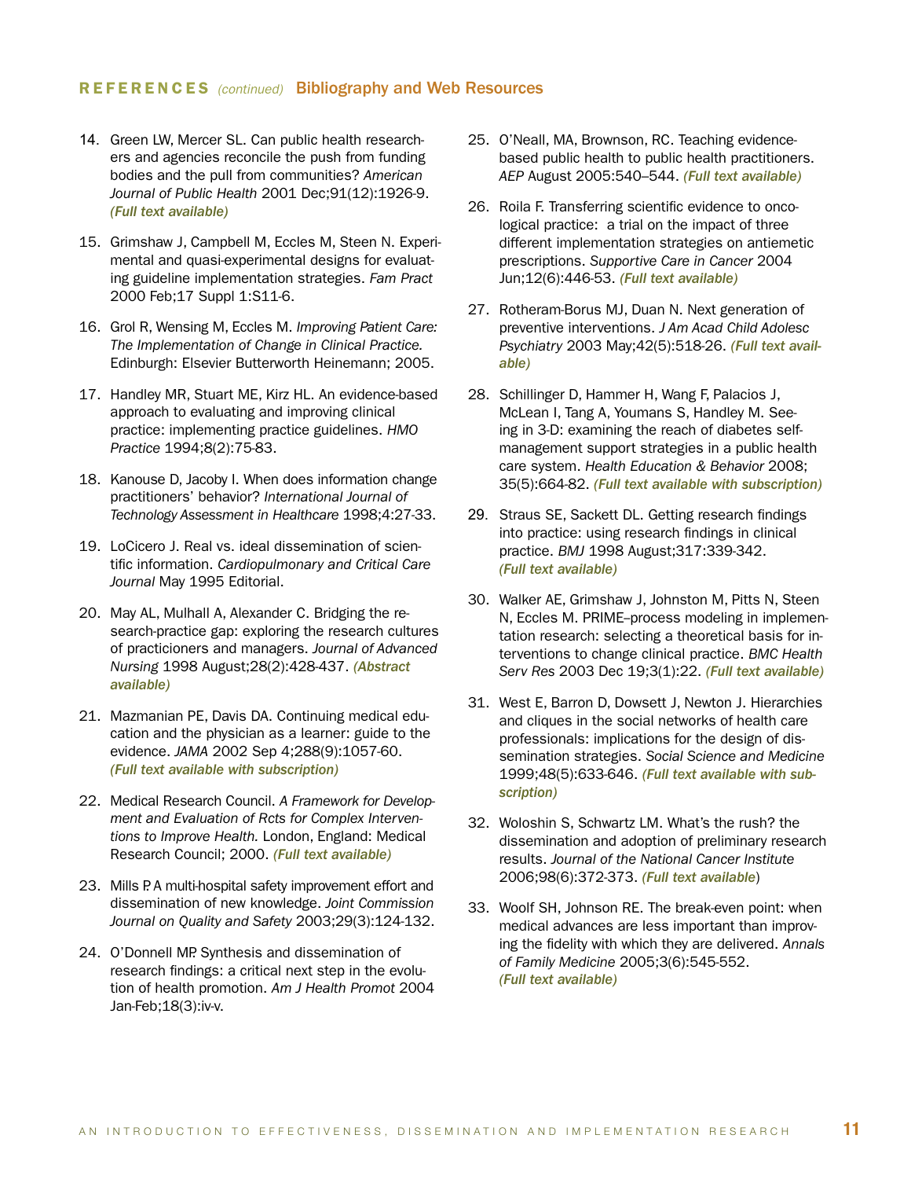## REFERENCES *(continued)* Bibliography and Web Resources

14. Green LW, Mercer SL. Can public health researchers and agencies reconcile the push from funding bodies and the pull from communities? *American Journal of Public Health* 2001 Dec;91(12):1926-9. ***(Full text available)***

15. Grimshaw J, Campbell M, Eccles M, Steen N. Experimental and quasi-experimental designs for evaluating guideline implementation strategies. *Fam Pract* 2000 Feb;17 Suppl 1:S11-6.

16. Grol R, Wensing M, Eccles M. *Improving Patient Care: The Implementation of Change in Clinical Practice.* Edinburgh: Elsevier Butterworth Heinemann; 2005.

17. Handley MR, Stuart ME, Kirz HL. An evidence-based approach to evaluating and improving clinical practice: implementing practice guidelines. *HMO Practice* 1994;8(2):75-83.

18. Kanouse D, Jacoby I. When does information change practitioners' behavior? *International Journal of Technology Assessment in Healthcare* 1998;4:27-33.

19. LoCicero J. Real vs. ideal dissemination of scientific information. *Cardiopulmonary and Critical Care Journal* May 1995 Editorial.

20. May AL, Mulhall A, Alexander C. Bridging the research-practice gap: exploring the research cultures of practicioners and managers. *Journal of Advanced Nursing* 1998 August;28(2):428-437. ***(Abstract available)***

21. Mazmanian PE, Davis DA. Continuing medical education and the physician as a learner: guide to the evidence. *JAMA* 2002 Sep 4;288(9):1057-60. ***(Full text available with subscription)***

22. Medical Research Council. *A Framework for Development and Evaluation of Rcts for Complex Interventions to Improve Health.* London, England: Medical Research Council; 2000. ***(Full text available)***

23. Mills P. A multi-hospital safety improvement effort and dissemination of new knowledge. *Joint Commission Journal on Quality and Safety* 2003;29(3):124-132.

24. O'Donnell MP. Synthesis and dissemination of research findings: a critical next step in the evolution of health promotion. *Am J Health Promot* 2004 Jan-Feb;18(3):iv-v.

25. O'Neall, MA, Brownson, RC. Teaching evidence-based public health to public health practitioners. *AEP* August 2005:540–544. ***(Full text available)***

26. Roila F. Transferring scientific evidence to oncological practice: a trial on the impact of three different implementation strategies on antiemetic prescriptions. *Supportive Care in Cancer* 2004 Jun;12(6):446-53. ***(Full text available)***

27. Rotheram-Borus MJ, Duan N. Next generation of preventive interventions. *J Am Acad Child Adolesc Psychiatry* 2003 May;42(5):518-26. ***(Full text available)***

28. Schillinger D, Hammer H, Wang F, Palacios J, McLean I, Tang A, Youmans S, Handley M. Seeing in 3-D: examining the reach of diabetes self-management support strategies in a public health care system. *Health Education & Behavior* 2008; 35(5):664-82. ***(Full text available with subscription)***

29. Straus SE, Sackett DL. Getting research findings into practice: using research findings in clinical practice. *BMJ* 1998 August;317:339-342. ***(Full text available)***

30. Walker AE, Grimshaw J, Johnston M, Pitts N, Steen N, Eccles M. PRIME–process modeling in implementation research: selecting a theoretical basis for interventions to change clinical practice. *BMC Health Serv Res* 2003 Dec 19;3(1):22. ***(Full text available)***

31. West E, Barron D, Dowsett J, Newton J. Hierarchies and cliques in the social networks of health care professionals: implications for the design of dissemination strategies. *Social Science and Medicine* 1999;48(5):633-646. ***(Full text available with subscription)***

32. Woloshin S, Schwartz LM. What's the rush? the dissemination and adoption of preliminary research results. *Journal of the National Cancer Institute* 2006;98(6):372-373. ***(Full text available)***

33. Woolf SH, Johnson RE. The break-even point: when medical advances are less important than improving the fidelity with which they are delivered. *Annals of Family Medicine* 2005;3(6):545-552. ***(Full text available)***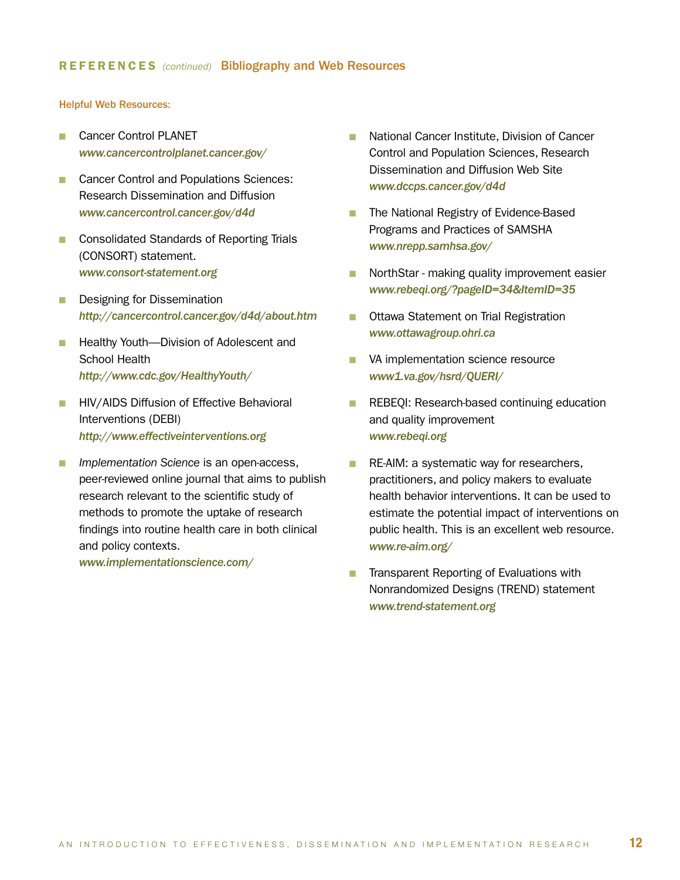## REFERENCES *(continued)* Bibliography and Web Resources

**Helpful Web Resources:**

- Cancer Control PLANET
  *www.cancercontrolplanet.cancer.gov/*
- Cancer Control and Populations Sciences: Research Dissemination and Diffusion
  *www.cancercontrol.cancer.gov/d4d*
- Consolidated Standards of Reporting Trials (CONSORT) statement.
  *www.consort-statement.org*
- Designing for Dissemination
  *http://cancercontrol.cancer.gov/d4d/about.htm*
- Healthy Youth—Division of Adolescent and School Health
  *http://www.cdc.gov/HealthyYouth/*
- HIV/AIDS Diffusion of Effective Behavioral Interventions (DEBI)
  *http://www.effectiveinterventions.org*
- *Implementation Science* is an open-access, peer-reviewed online journal that aims to publish research relevant to the scientific study of methods to promote the uptake of research findings into routine health care in both clinical and policy contexts.
  *www.implementationscience.com/*
- National Cancer Institute, Division of Cancer Control and Population Sciences, Research Dissemination and Diffusion Web Site
  *www.dccps.cancer.gov/d4d*
- The National Registry of Evidence-Based Programs and Practices of SAMSHA
  *www.nrepp.samhsa.gov/*
- NorthStar - making quality improvement easier
  *www.rebeqi.org/?pageID=34&ItemID=35*
- Ottawa Statement on Trial Registration
  *www.ottawagroup.ohri.ca*
- VA implementation science resource
  *www1.va.gov/hsrd/QUERI/*
- REBEQI: Research-based continuing education and quality improvement
  *www.rebeqi.org*
- RE-AIM: a systematic way for researchers, practitioners, and policy makers to evaluate health behavior interventions. It can be used to estimate the potential impact of interventions on public health. This is an excellent web resource.
  *www.re-aim.org/*
- Transparent Reporting of Evaluations with Nonrandomized Designs (TREND) statement
  *www.trend-statement.org*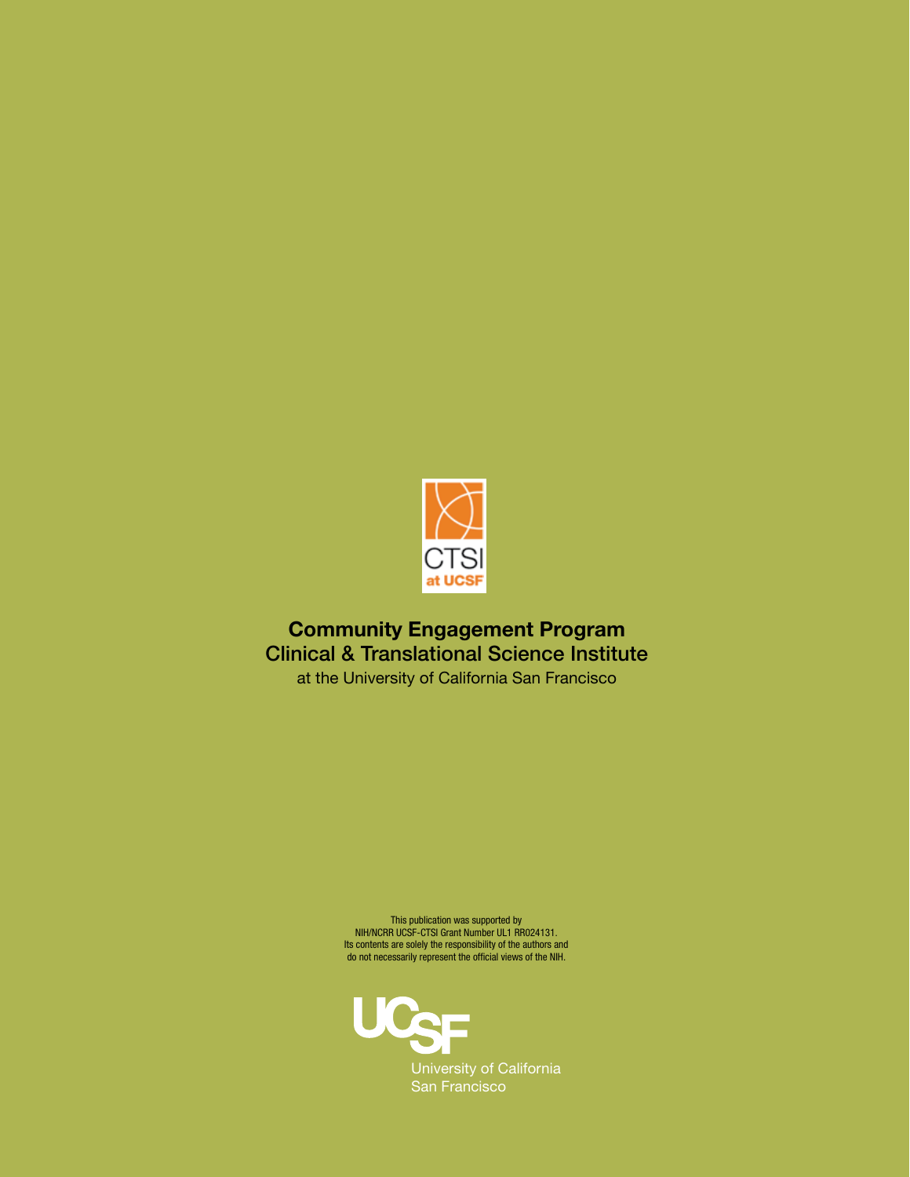CTSI
at UCSF

**Community Engagement Program**
Clinical & Translational Science Institute
at the University of California San Francisco

This publication was supported by
NIH/NCRR UCSF-CTSI Grant Number UL1 RR024131.
Its contents are solely the responsibility of the authors and
do not necessarily represent the official views of the NIH.

UCSF
University of California
San Francisco